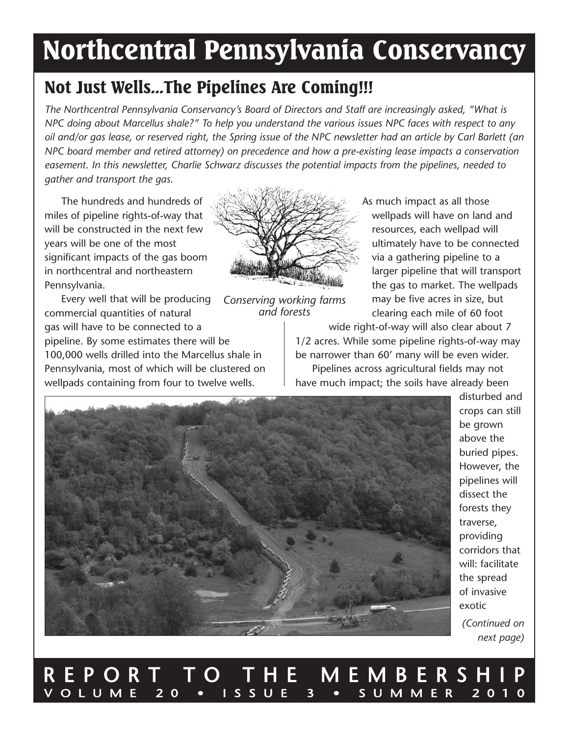# Northcentral Pennsylvania Conservancy

## Not Just Wells...The Pipelines Are Coming!!!

*The Northcentral Pennsylvania Conservancy's Board of Directors and Staff are increasingly asked, "What is NPC doing about Marcellus shale?" To help you understand the various issues NPC faces with respect to any oil and/or gas lease, or reserved right, the Spring issue of the NPC newsletter had an article by Carl Barlett (an NPC board member and retired attorney) on precedence and how a pre-existing lease impacts a conservation easement. In this newsletter, Charlie Schwarz discusses the potential impacts from the pipelines, needed to gather and transport the gas.*

The hundreds and hundreds of miles of pipeline rights-of-way that will be constructed in the next few years will be one of the most significant impacts of the gas boom in northcentral and northeastern Pennsylvania.

Every well that will be producing commercial quantities of natural gas will have to be connected to a pipeline. By some estimates there will be 100,000 wells drilled into the Marcellus shale in Pennsylvania, most of which will be clustered on wellpads containing from four to twelve wells.

*Conserving working farms and forests*

As much impact as all those wellpads will have on land and resources, each wellpad will ultimately have to be connected via a gathering pipeline to a larger pipeline that will transport the gas to market. The wellpads may be five acres in size, but clearing each mile of 60 foot wide right-of-way will also clear about 7 1/2 acres. While some pipeline rights-of-way may be narrower than 60' many will be even wider.

Pipelines across agricultural fields may not have much impact; the soils have already been disturbed and crops can still be grown above the buried pipes. However, the pipelines will dissect the forests they traverse, providing corridors that will: facilitate the spread of invasive exotic

*(Continued on next page)*

REPORT TO THE MEMBERSHIP
VOLUME 20 • ISSUE 3 • SUMMER 2010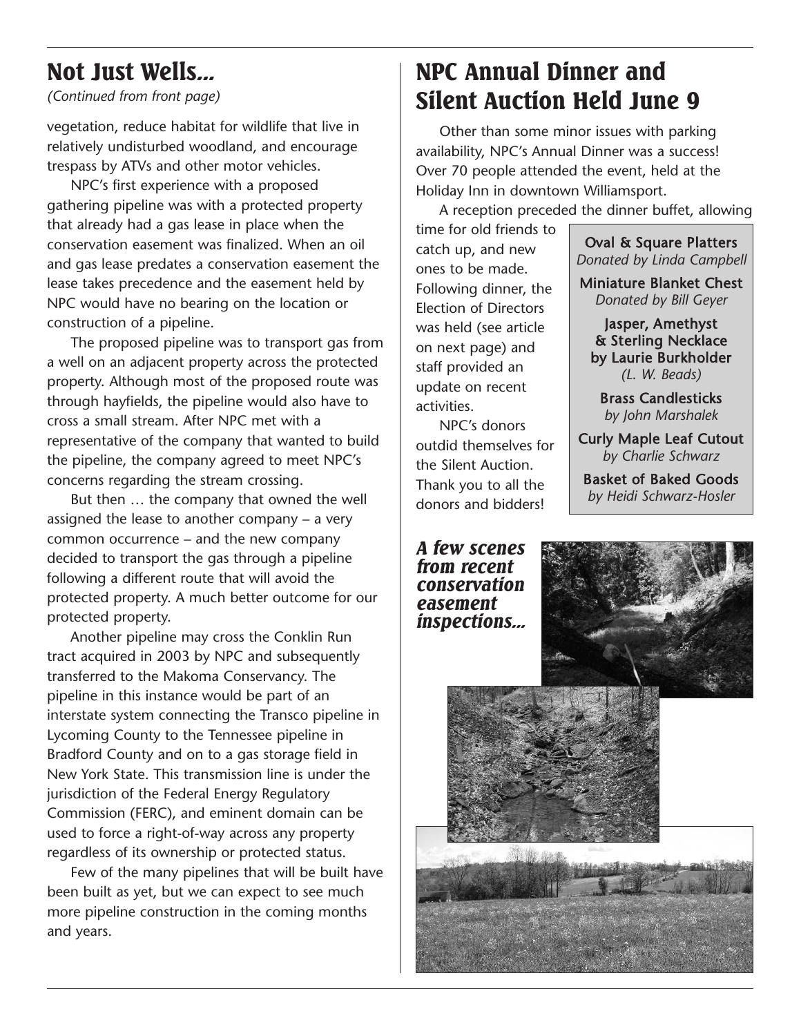## Not Just Wells…

*(Continued from front page)*

vegetation, reduce habitat for wildlife that live in relatively undisturbed woodland, and encourage trespass by ATVs and other motor vehicles.

NPC's first experience with a proposed gathering pipeline was with a protected property that already had a gas lease in place when the conservation easement was finalized. When an oil and gas lease predates a conservation easement the lease takes precedence and the easement held by NPC would have no bearing on the location or construction of a pipeline.

The proposed pipeline was to transport gas from a well on an adjacent property across the protected property. Although most of the proposed route was through hayfields, the pipeline would also have to cross a small stream. After NPC met with a representative of the company that wanted to build the pipeline, the company agreed to meet NPC's concerns regarding the stream crossing.

But then … the company that owned the well assigned the lease to another company – a very common occurrence – and the new company decided to transport the gas through a pipeline following a different route that will avoid the protected property. A much better outcome for our protected property.

Another pipeline may cross the Conklin Run tract acquired in 2003 by NPC and subsequently transferred to the Makoma Conservancy. The pipeline in this instance would be part of an interstate system connecting the Transco pipeline in Lycoming County to the Tennessee pipeline in Bradford County and on to a gas storage field in New York State. This transmission line is under the jurisdiction of the Federal Energy Regulatory Commission (FERC), and eminent domain can be used to force a right-of-way across any property regardless of its ownership or protected status.

Few of the many pipelines that will be built have been built as yet, but we can expect to see much more pipeline construction in the coming months and years.

## NPC Annual Dinner and Silent Auction Held June 9

Other than some minor issues with parking availability, NPC's Annual Dinner was a success! Over 70 people attended the event, held at the Holiday Inn in downtown Williamsport.

A reception preceded the dinner buffet, allowing time for old friends to catch up, and new ones to be made. Following dinner, the Election of Directors was held (see article on next page) and staff provided an update on recent activities.

NPC's donors outdid themselves for the Silent Auction. Thank you to all the donors and bidders!

**Oval & Square Platters**
*Donated by Linda Campbell*

**Miniature Blanket Chest**
*Donated by Bill Geyer*

**Jasper, Amethyst & Sterling Necklace by Laurie Burkholder**
*(L. W. Beads)*

**Brass Candlesticks**
*by John Marshalek*

**Curly Maple Leaf Cutout**
*by Charlie Schwarz*

**Basket of Baked Goods**
*by Heidi Schwarz-Hosler*

***A few scenes from recent conservation easement inspections…***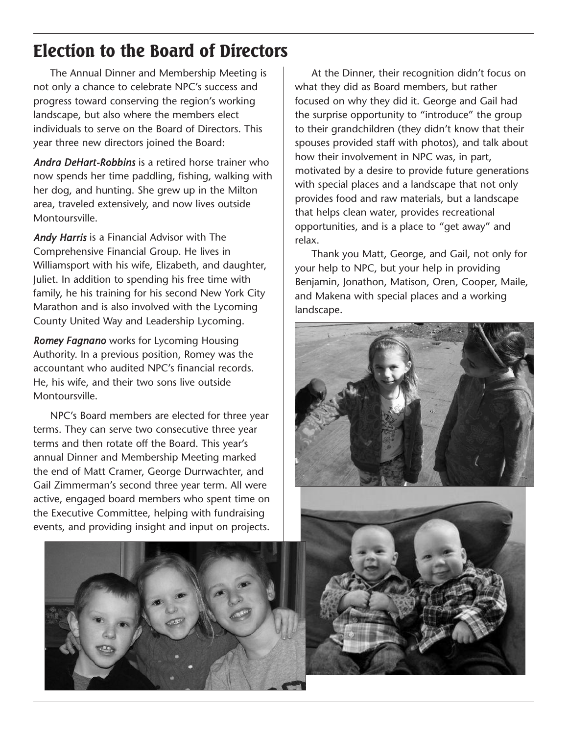# Election to the Board of Directors

The Annual Dinner and Membership Meeting is not only a chance to celebrate NPC's success and progress toward conserving the region's working landscape, but also where the members elect individuals to serve on the Board of Directors. This year three new directors joined the Board:

***Andra DeHart-Robbins*** is a retired horse trainer who now spends her time paddling, fishing, walking with her dog, and hunting. She grew up in the Milton area, traveled extensively, and now lives outside Montoursville.

***Andy Harris*** is a Financial Advisor with The Comprehensive Financial Group. He lives in Williamsport with his wife, Elizabeth, and daughter, Juliet. In addition to spending his free time with family, he his training for his second New York City Marathon and is also involved with the Lycoming County United Way and Leadership Lycoming.

***Romey Fagnano*** works for Lycoming Housing Authority. In a previous position, Romey was the accountant who audited NPC's financial records. He, his wife, and their two sons live outside Montoursville.

NPC's Board members are elected for three year terms. They can serve two consecutive three year terms and then rotate off the Board. This year's annual Dinner and Membership Meeting marked the end of Matt Cramer, George Durrwachter, and Gail Zimmerman's second three year term. All were active, engaged board members who spent time on the Executive Committee, helping with fundraising events, and providing insight and input on projects.

At the Dinner, their recognition didn't focus on what they did as Board members, but rather focused on why they did it. George and Gail had the surprise opportunity to "introduce" the group to their grandchildren (they didn't know that their spouses provided staff with photos), and talk about how their involvement in NPC was, in part, motivated by a desire to provide future generations with special places and a landscape that not only provides food and raw materials, but a landscape that helps clean water, provides recreational opportunities, and is a place to "get away" and relax.

Thank you Matt, George, and Gail, not only for your help to NPC, but your help in providing Benjamin, Jonathon, Matison, Oren, Cooper, Maile, and Makena with special places and a working landscape.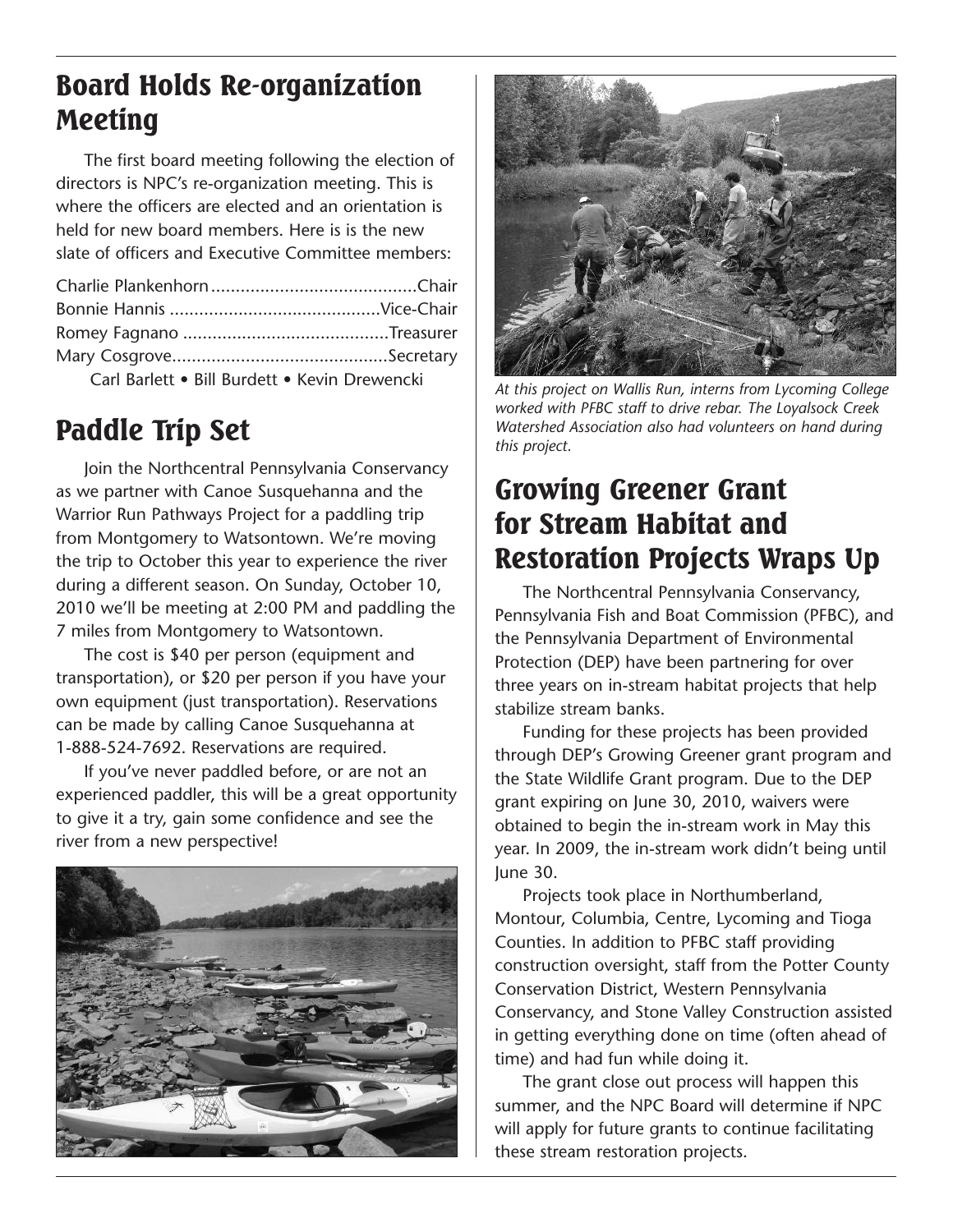## Board Holds Re-organization Meeting

The first board meeting following the election of directors is NPC's re-organization meeting. This is where the officers are elected and an orientation is held for new board members. Here is is the new slate of officers and Executive Committee members:

Charlie Plankenhorn..........................................Chair
Bonnie Hannis ..........................................Vice-Chair
Romey Fagnano ..........................................Treasurer
Mary Cosgrove............................................Secretary
Carl Barlett • Bill Burdett • Kevin Drewencki

## Paddle Trip Set

Join the Northcentral Pennsylvania Conservancy as we partner with Canoe Susquehanna and the Warrior Run Pathways Project for a paddling trip from Montgomery to Watsontown. We're moving the trip to October this year to experience the river during a different season. On Sunday, October 10, 2010 we'll be meeting at 2:00 PM and paddling the 7 miles from Montgomery to Watsontown.

The cost is $40 per person (equipment and transportation), or $20 per person if you have your own equipment (just transportation). Reservations can be made by calling Canoe Susquehanna at 1-888-524-7692. Reservations are required.

If you've never paddled before, or are not an experienced paddler, this will be a great opportunity to give it a try, gain some confidence and see the river from a new perspective!

*At this project on Wallis Run, interns from Lycoming College worked with PFBC staff to drive rebar. The Loyalsock Creek Watershed Association also had volunteers on hand during this project.*

## Growing Greener Grant for Stream Habitat and Restoration Projects Wraps Up

The Northcentral Pennsylvania Conservancy, Pennsylvania Fish and Boat Commission (PFBC), and the Pennsylvania Department of Environmental Protection (DEP) have been partnering for over three years on in-stream habitat projects that help stabilize stream banks.

Funding for these projects has been provided through DEP's Growing Greener grant program and the State Wildlife Grant program. Due to the DEP grant expiring on June 30, 2010, waivers were obtained to begin the in-stream work in May this year. In 2009, the in-stream work didn't being until June 30.

Projects took place in Northumberland, Montour, Columbia, Centre, Lycoming and Tioga Counties. In addition to PFBC staff providing construction oversight, staff from the Potter County Conservation District, Western Pennsylvania Conservancy, and Stone Valley Construction assisted in getting everything done on time (often ahead of time) and had fun while doing it.

The grant close out process will happen this summer, and the NPC Board will determine if NPC will apply for future grants to continue facilitating these stream restoration projects.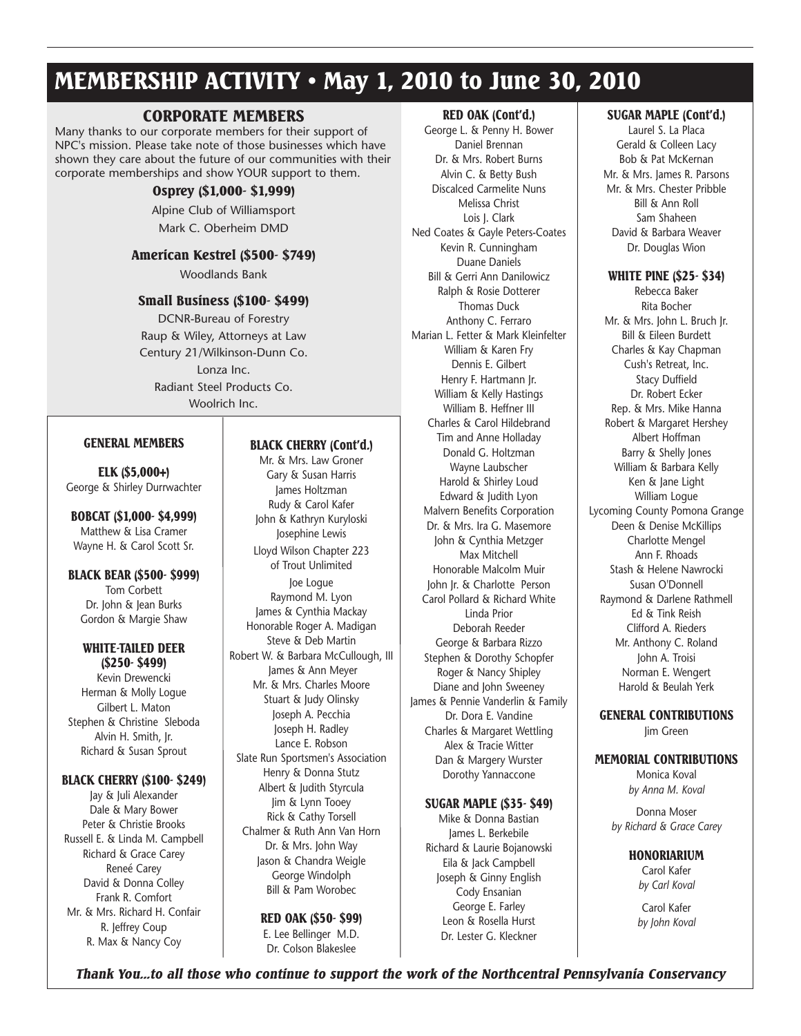# MEMBERSHIP ACTIVITY • May 1, 2010 to June 30, 2010

## CORPORATE MEMBERS

Many thanks to our corporate members for their support of NPC's mission. Please take note of those businesses which have shown they care about the future of our communities with their corporate memberships and show YOUR support to them.

### Osprey ($1,000- $1,999)

Alpine Club of Williamsport
Mark C. Oberheim DMD

### American Kestrel ($500- $749)

Woodlands Bank

### Small Business ($100- $499)

DCNR-Bureau of Forestry
Raup & Wiley, Attorneys at Law
Century 21/Wilkinson-Dunn Co.
Lonza Inc.
Radiant Steel Products Co.
Woolrich Inc.

## GENERAL MEMBERS

### ELK ($5,000+)

George & Shirley Durrwachter

### BOBCAT ($1,000- $4,999)

Matthew & Lisa Cramer
Wayne H. & Carol Scott Sr.

### BLACK BEAR ($500- $999)

Tom Corbett
Dr. John & Jean Burks
Gordon & Margie Shaw

### WHITE-TAILED DEER ($250- $499)

Kevin Drewencki
Herman & Molly Logue
Gilbert L. Maton
Stephen & Christine Sleboda
Alvin H. Smith, Jr.
Richard & Susan Sprout

### BLACK CHERRY ($100- $249)

Jay & Juli Alexander
Dale & Mary Bower
Peter & Christie Brooks
Russell E. & Linda M. Campbell
Richard & Grace Carey
Reneé Carey
David & Donna Colley
Frank R. Comfort
Mr. & Mrs. Richard H. Confair
R. Jeffrey Coup
R. Max & Nancy Coy

### BLACK CHERRY (Cont'd.)

Mr. & Mrs. Law Groner
Gary & Susan Harris
James Holtzman
Rudy & Carol Kafer
John & Kathryn Kuryloski
Josephine Lewis
Lloyd Wilson Chapter 223 of Trout Unlimited
Joe Logue
Raymond M. Lyon
James & Cynthia Mackay
Honorable Roger A. Madigan
Steve & Deb Martin
Robert W. & Barbara McCullough, III
James & Ann Meyer
Mr. & Mrs. Charles Moore
Stuart & Judy Olinsky
Joseph A. Pecchia
Joseph H. Radley
Lance E. Robson
Slate Run Sportsmen's Association
Henry & Donna Stutz
Albert & Judith Styrcula
Jim & Lynn Tooey
Rick & Cathy Torsell
Chalmer & Ruth Ann Van Horn
Dr. & Mrs. John Way
Jason & Chandra Weigle
George Windolph
Bill & Pam Worobec

### RED OAK ($50- $99)

E. Lee Bellinger M.D.
Dr. Colson Blakeslee

### RED OAK (Cont'd.)

George L. & Penny H. Bower
Daniel Brennan
Dr. & Mrs. Robert Burns
Alvin C. & Betty Bush
Discalced Carmelite Nuns
Melissa Christ
Lois J. Clark
Ned Coates & Gayle Peters-Coates
Kevin R. Cunningham
Duane Daniels
Bill & Gerri Ann Danilowicz
Ralph & Rosie Dotterer
Thomas Duck
Anthony C. Ferraro
Marian L. Fetter & Mark Kleinfelter
William & Karen Fry
Dennis E. Gilbert
Henry F. Hartmann Jr.
William & Kelly Hastings
William B. Heffner III
Charles & Carol Hildebrand
Tim and Anne Holladay
Donald G. Holtzman
Wayne Laubscher
Harold & Shirley Loud
Edward & Judith Lyon
Malvern Benefits Corporation
Dr. & Mrs. Ira G. Masemore
John & Cynthia Metzger
Max Mitchell
Honorable Malcolm Muir
John Jr. & Charlotte Person
Carol Pollard & Richard White
Linda Prior
Deborah Reeder
George & Barbara Rizzo
Stephen & Dorothy Schopfer
Roger & Nancy Shipley
Diane and John Sweeney
James & Pennie Vanderlin & Family
Dr. Dora E. Vandine
Charles & Margaret Wettling
Alex & Tracie Witter
Dan & Margery Wurster
Dorothy Yannaccone

### SUGAR MAPLE ($35- $49)

Mike & Donna Bastian
James L. Berkebile
Richard & Laurie Bojanowski
Eila & Jack Campbell
Joseph & Ginny English
Cody Ensanian
George E. Farley
Leon & Rosella Hurst
Dr. Lester G. Kleckner

### SUGAR MAPLE (Cont'd.)

Laurel S. La Placa
Gerald & Colleen Lacy
Bob & Pat McKernan
Mr. & Mrs. James R. Parsons
Mr. & Mrs. Chester Pribble
Bill & Ann Roll
Sam Shaheen
David & Barbara Weaver
Dr. Douglas Wion

### WHITE PINE ($25- $34)

Rebecca Baker
Rita Bocher
Mr. & Mrs. John L. Bruch Jr.
Bill & Eileen Burdett
Charles & Kay Chapman
Cush's Retreat, Inc.
Stacy Duffield
Dr. Robert Ecker
Rep. & Mrs. Mike Hanna
Robert & Margaret Hershey
Albert Hoffman
Barry & Shelly Jones
William & Barbara Kelly
Ken & Jane Light
William Logue
Lycoming County Pomona Grange
Deen & Denise McKillips
Charlotte Mengel
Ann F. Rhoads
Stash & Helene Nawrocki
Susan O'Donnell
Raymond & Darlene Rathmell
Ed & Tink Reish
Clifford A. Rieders
Mr. Anthony C. Roland
John A. Troisi
Norman E. Wengert
Harold & Beulah Yerk

### GENERAL CONTRIBUTIONS

Jim Green

### MEMORIAL CONTRIBUTIONS

Monica Koval
*by Anna M. Koval*

Donna Moser
*by Richard & Grace Carey*

### HONORIARIUM

Carol Kafer
*by Carl Koval*

Carol Kafer
*by John Koval*

***Thank You...to all those who continue to support the work of the Northcentral Pennsylvania Conservancy***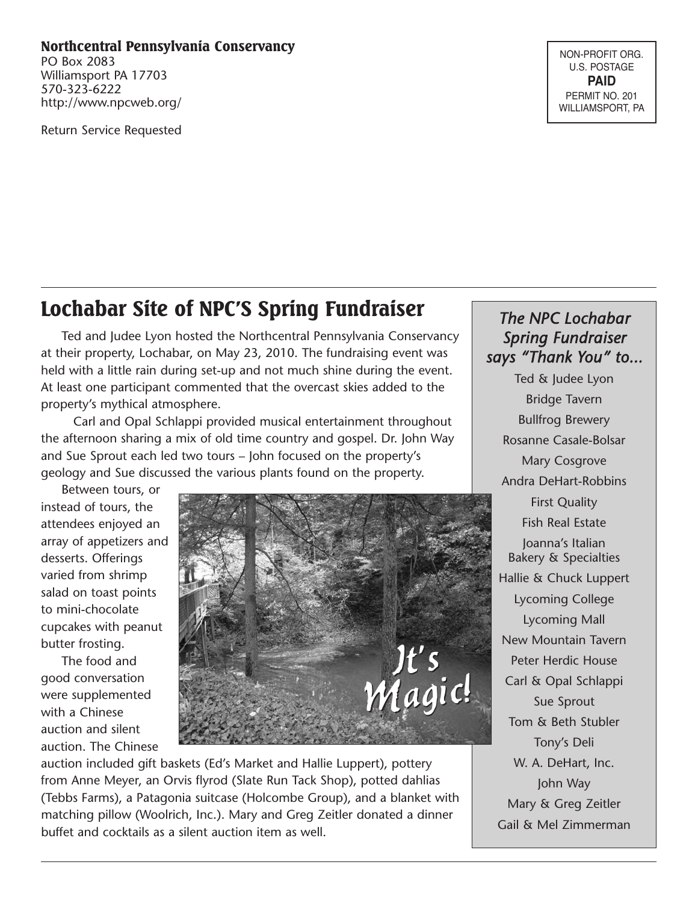**Northcentral Pennsylvania Conservancy**
PO Box 2083
Williamsport PA 17703
570-323-6222
http://www.npcweb.org/

Return Service Requested

NON-PROFIT ORG.
U.S. POSTAGE
**PAID**
PERMIT NO. 201
WILLIAMSPORT, PA

## Lochabar Site of NPC'S Spring Fundraiser

Ted and Judee Lyon hosted the Northcentral Pennsylvania Conservancy at their property, Lochabar, on May 23, 2010. The fundraising event was held with a little rain during set-up and not much shine during the event. At least one participant commented that the overcast skies added to the property's mythical atmosphere.

Carl and Opal Schlappi provided musical entertainment throughout the afternoon sharing a mix of old time country and gospel. Dr. John Way and Sue Sprout each led two tours – John focused on the property's geology and Sue discussed the various plants found on the property.

Between tours, or instead of tours, the attendees enjoyed an array of appetizers and desserts. Offerings varied from shrimp salad on toast points to mini-chocolate cupcakes with peanut butter frosting.

The food and good conversation were supplemented with a Chinese auction and silent auction. The Chinese auction included gift baskets (Ed's Market and Hallie Luppert), pottery from Anne Meyer, an Orvis flyrod (Slate Run Tack Shop), potted dahlias (Tebbs Farms), a Patagonia suitcase (Holcombe Group), and a blanket with matching pillow (Woolrich, Inc.). Mary and Greg Zeitler donated a dinner buffet and cocktails as a silent auction item as well.

It's Magic!

### *The NPC Lochabar Spring Fundraiser says "Thank You" to...*

Ted & Judee Lyon
Bridge Tavern
Bullfrog Brewery
Rosanne Casale-Bolsar
Mary Cosgrove
Andra DeHart-Robbins
First Quality
Fish Real Estate
Joanna's Italian Bakery & Specialties
Hallie & Chuck Luppert
Lycoming College
Lycoming Mall
New Mountain Tavern
Peter Herdic House
Carl & Opal Schlappi
Sue Sprout
Tom & Beth Stubler
Tony's Deli
W. A. DeHart, Inc.
John Way
Mary & Greg Zeitler
Gail & Mel Zimmerman